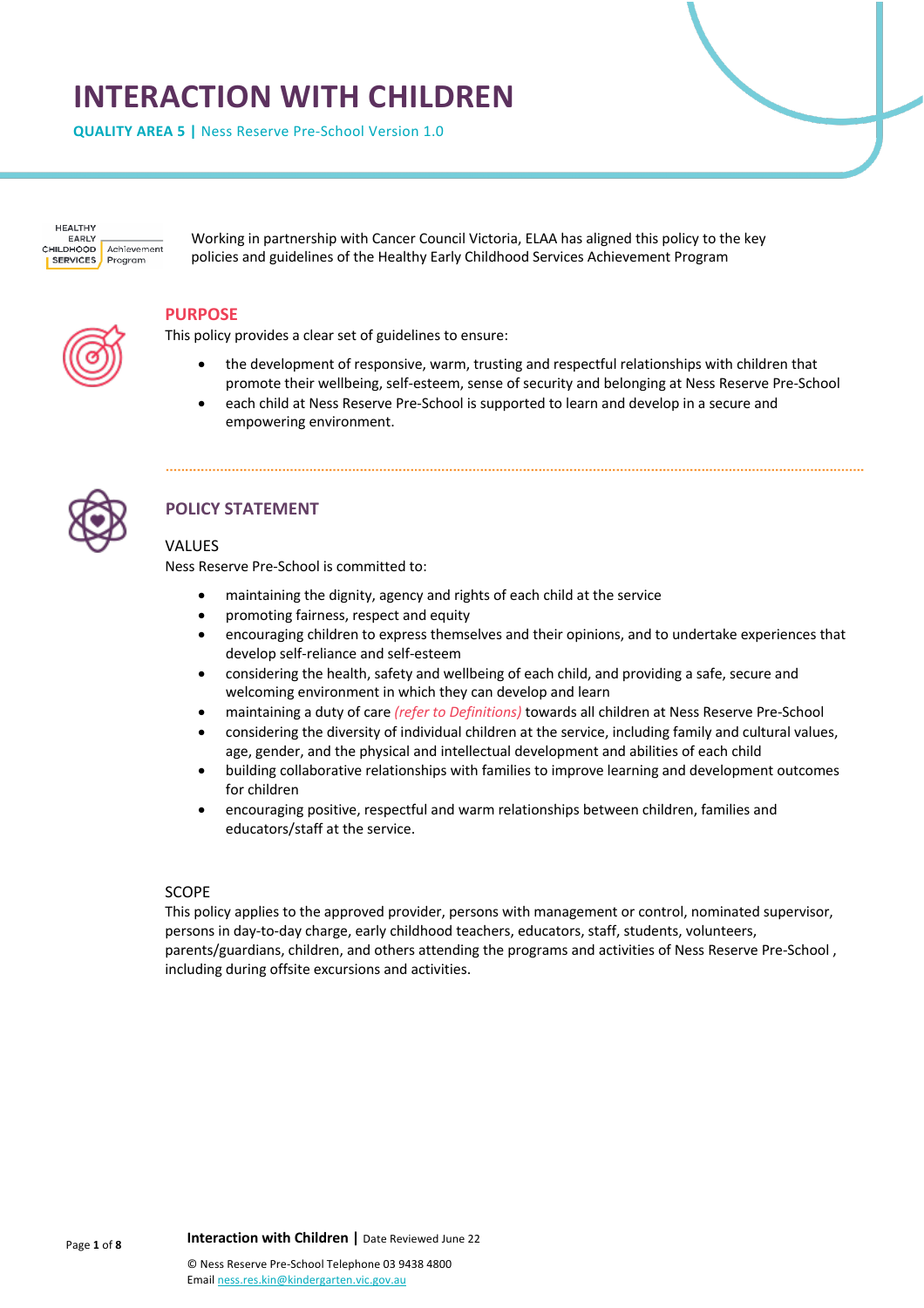# INTERACTION WITH CHILDREN

**QUALITY AREA 5 |** Ness Reserve Pre-School Version 1.0

Working in partnership with Cancer Council Victoria, ELAA has aligned this policy to the key policies and guidelines of the Healthy Early Childhood Services Achievement Program

## PURPOSE

This policy provides a clear set of guidelines to ensure:

- the development of responsive, warm, trusting and respectful relationships with children that promote their wellbeing, self-esteem, sense of security and belonging at Ness Reserve Pre-School
- each child at Ness Reserve Pre-School is supported to learn and develop in a secure and empowering environment.

## POLICY STATEMENT

### VALUES

Ness Reserve Pre-School is committed to:

- maintaining the dignity, agency and rights of each child at the service
- promoting fairness, respect and equity
- encouraging children to express themselves and their opinions, and to undertake experiences that develop self-reliance and self-esteem
- considering the health, safety and wellbeing of each child, and providing a safe, secure and welcoming environment in which they can develop and learn
- maintaining a duty of care *(refer to Definitions)* towards all children at Ness Reserve Pre-School
- considering the diversity of individual children at the service, including family and cultural values, age, gender, and the physical and intellectual development and abilities of each child
- building collaborative relationships with families to improve learning and development outcomes for children
- encouraging positive, respectful and warm relationships between children, families and educators/staff at the service.

### SCOPE

This policy applies to the approved provider, persons with management or control, nominated supervisor, persons in day-to-day charge, early childhood teachers, educators, staff, students, volunteers, parents/guardians, children, and others attending the programs and activities of Ness Reserve Pre-School , including during offsite excursions and activities.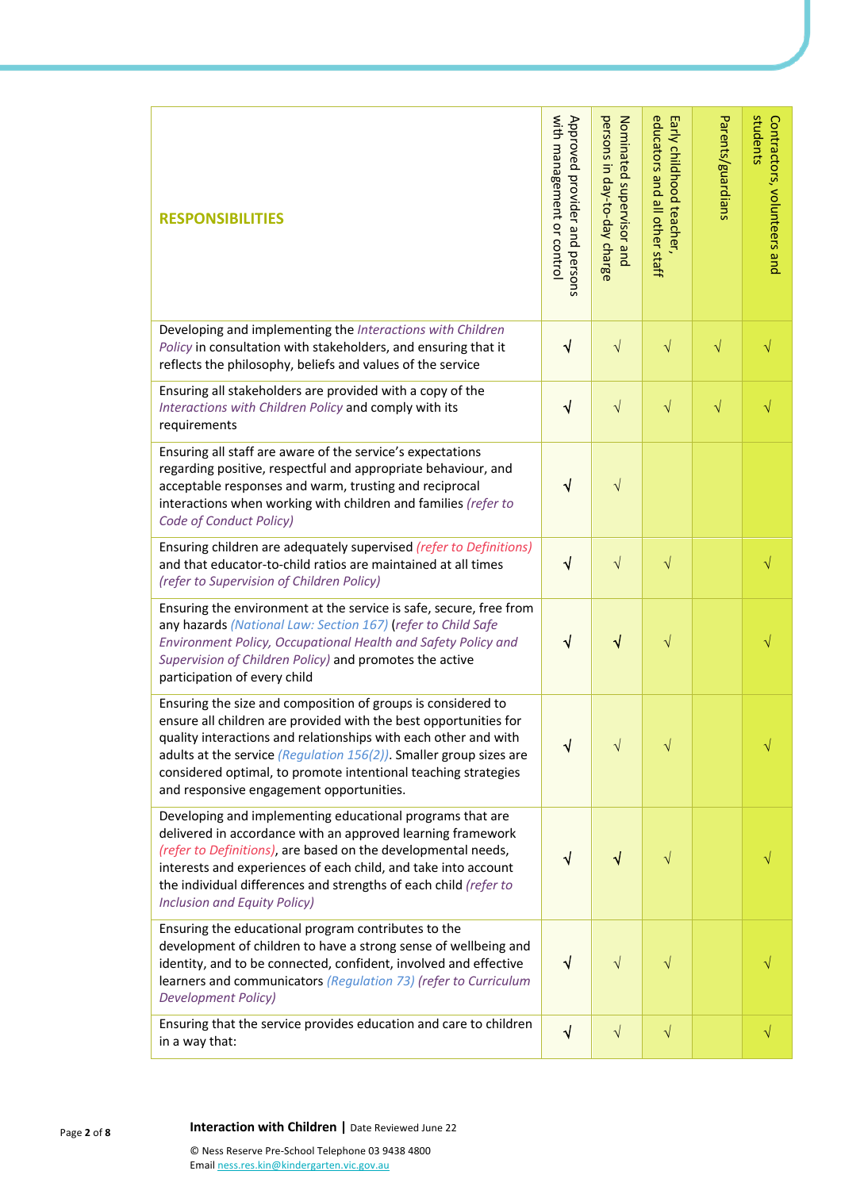| RESPONSIBILITIES | Approved provider and persons with management or control | Nominated supervisor and persons in day-to-day charge | Early childhood teacher, educators and all other staff | Parents/guardians | Contractors, volunteers and students |
|---|---|---|---|---|---|
| Developing and implementing the *Interactions with Children Policy* in consultation with stakeholders, and ensuring that it reflects the philosophy, beliefs and values of the service | √ | √ | √ | √ | √ |
| Ensuring all stakeholders are provided with a copy of the *Interactions with Children Policy* and comply with its requirements | √ | √ | √ | √ | √ |
| Ensuring all staff are aware of the service's expectations regarding positive, respectful and appropriate behaviour, and acceptable responses and warm, trusting and reciprocal interactions when working with children and families *(refer to Code of Conduct Policy)* | √ | √ | | | |
| Ensuring children are adequately supervised *(refer to Definitions)* and that educator-to-child ratios are maintained at all times *(refer to Supervision of Children Policy)* | √ | √ | √ | | √ |
| Ensuring the environment at the service is safe, secure, free from any hazards *(National Law: Section 167)* (*refer to Child Safe Environment Policy, Occupational Health and Safety Policy and Supervision of Children Policy)* and promotes the active participation of every child | √ | √ | √ | | √ |
| Ensuring the size and composition of groups is considered to ensure all children are provided with the best opportunities for quality interactions and relationships with each other and with adults at the service *(Regulation 156(2))*. Smaller group sizes are considered optimal, to promote intentional teaching strategies and responsive engagement opportunities. | √ | √ | √ | | √ |
| Developing and implementing educational programs that are delivered in accordance with an approved learning framework *(refer to Definitions)*, are based on the developmental needs, interests and experiences of each child, and take into account the individual differences and strengths of each child *(refer to Inclusion and Equity Policy)* | √ | √ | √ | | √ |
| Ensuring the educational program contributes to the development of children to have a strong sense of wellbeing and identity, and to be connected, confident, involved and effective learners and communicators *(Regulation 73) (refer to Curriculum Development Policy)* | √ | √ | √ | | √ |
| Ensuring that the service provides education and care to children in a way that: | √ | √ | √ | | √ |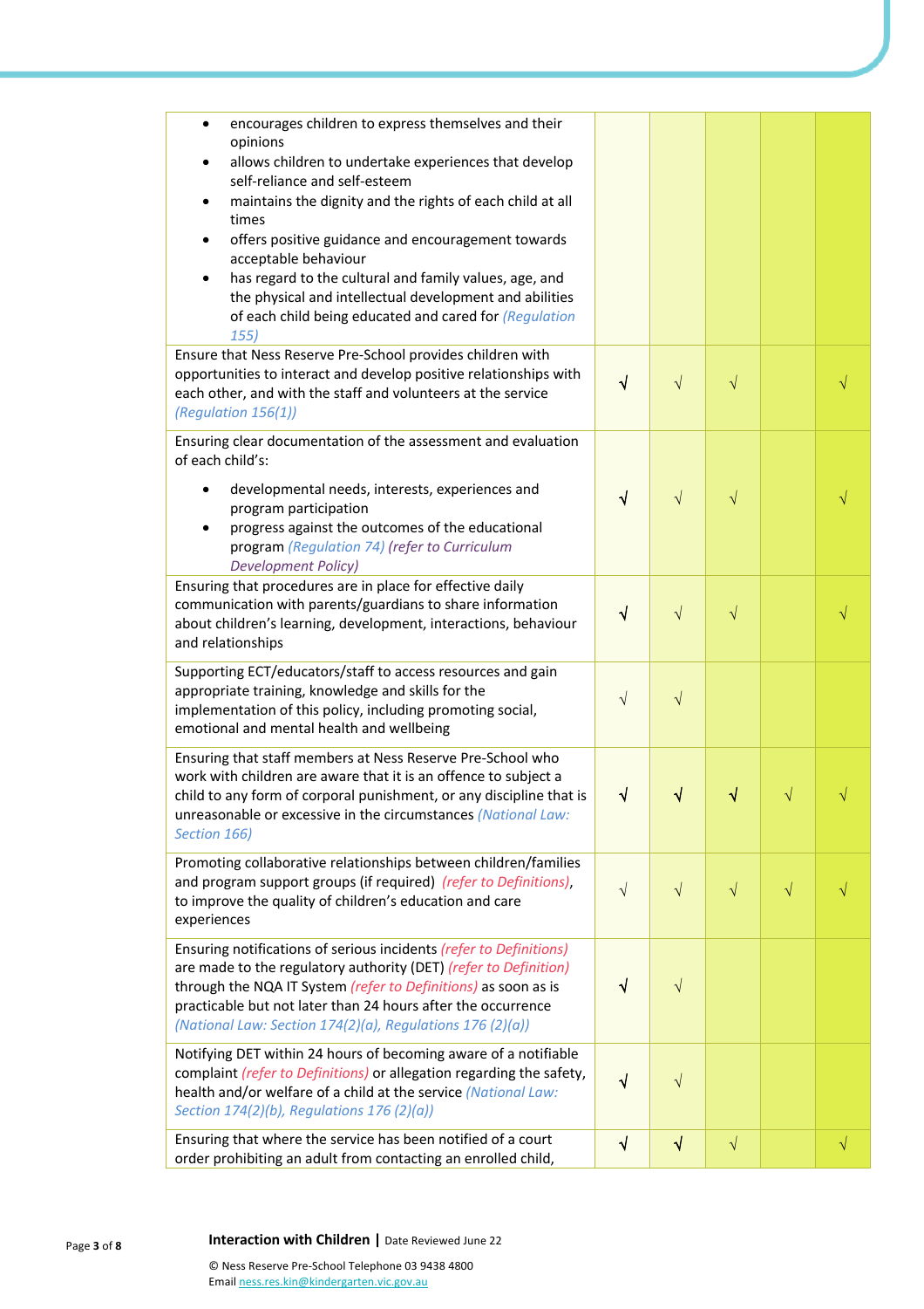| | | | | | |
|---|---|---|---|---|---|
| • encourages children to express themselves and their opinions<br>• allows children to undertake experiences that develop self-reliance and self-esteem<br>• maintains the dignity and the rights of each child at all times<br>• offers positive guidance and encouragement towards acceptable behaviour<br>• has regard to the cultural and family values, age, and the physical and intellectual development and abilities of each child being educated and cared for *(Regulation 155)* | | | | | |
| Ensure that Ness Reserve Pre-School provides children with opportunities to interact and develop positive relationships with each other, and with the staff and volunteers at the service *(Regulation 156(1))* | √ | √ | √ | | √ |
| Ensuring clear documentation of the assessment and evaluation of each child's:<br>• developmental needs, interests, experiences and program participation<br>• progress against the outcomes of the educational program *(Regulation 74) (refer to Curriculum Development Policy)* | √ | √ | √ | | √ |
| Ensuring that procedures are in place for effective daily communication with parents/guardians to share information about children's learning, development, interactions, behaviour and relationships | √ | √ | √ | | √ |
| Supporting ECT/educators/staff to access resources and gain appropriate training, knowledge and skills for the implementation of this policy, including promoting social, emotional and mental health and wellbeing | √ | √ | | | |
| Ensuring that staff members at Ness Reserve Pre-School who work with children are aware that it is an offence to subject a child to any form of corporal punishment, or any discipline that is unreasonable or excessive in the circumstances *(National Law: Section 166)* | √ | √ | √ | √ | √ |
| Promoting collaborative relationships between children/families and program support groups (if required) *(refer to Definitions)*, to improve the quality of children's education and care experiences | √ | √ | √ | √ | √ |
| Ensuring notifications of serious incidents *(refer to Definitions)* are made to the regulatory authority (DET) *(refer to Definition)* through the NQA IT System *(refer to Definitions)* as soon as is practicable but not later than 24 hours after the occurrence *(National Law: Section 174(2)(a), Regulations 176 (2)(a))* | √ | √ | | | |
| Notifying DET within 24 hours of becoming aware of a notifiable complaint *(refer to Definitions)* or allegation regarding the safety, health and/or welfare of a child at the service *(National Law: Section 174(2)(b), Regulations 176 (2)(a))* | √ | √ | | | |
| Ensuring that where the service has been notified of a court order prohibiting an adult from contacting an enrolled child, | √ | √ | √ | | √ |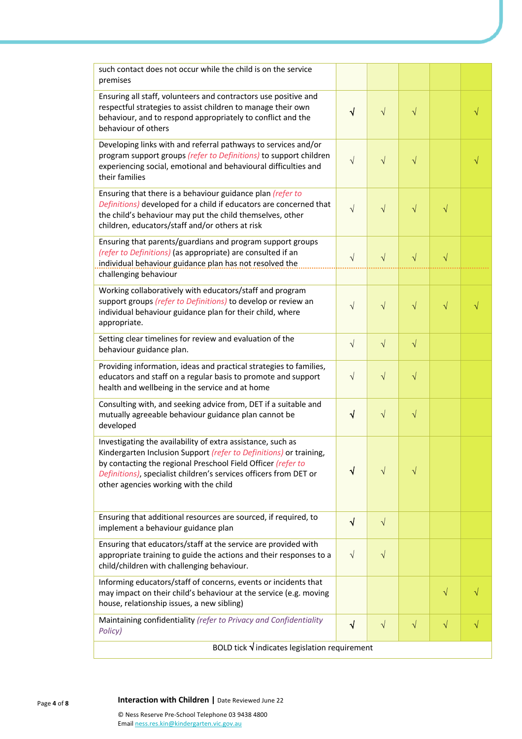| | | | | | |
|---|---|---|---|---|---|
| such contact does not occur while the child is on the service premises | | | | | |
| Ensuring all staff, volunteers and contractors use positive and respectful strategies to assist children to manage their own behaviour, and to respond appropriately to conflict and the behaviour of others | **√** | √ | √ | | √ |
| Developing links with and referral pathways to services and/or program support groups *(refer to Definitions)* to support children experiencing social, emotional and behavioural difficulties and their families | √ | √ | √ | | √ |
| Ensuring that there is a behaviour guidance plan *(refer to Definitions)* developed for a child if educators are concerned that the child's behaviour may put the child themselves, other children, educators/staff and/or others at risk | √ | √ | √ | √ | |
| Ensuring that parents/guardians and program support groups *(refer to Definitions)* (as appropriate) are consulted if an individual behaviour guidance plan has not resolved the challenging behaviour | √ | √ | √ | √ | |
| Working collaboratively with educators/staff and program support groups *(refer to Definitions)* to develop or review an individual behaviour guidance plan for their child, where appropriate. | √ | √ | √ | √ | √ |
| Setting clear timelines for review and evaluation of the behaviour guidance plan. | √ | √ | √ | | |
| Providing information, ideas and practical strategies to families, educators and staff on a regular basis to promote and support health and wellbeing in the service and at home | √ | √ | √ | | |
| Consulting with, and seeking advice from, DET if a suitable and mutually agreeable behaviour guidance plan cannot be developed | **√** | √ | √ | | |
| Investigating the availability of extra assistance, such as Kindergarten Inclusion Support *(refer to Definitions)* or training, by contacting the regional Preschool Field Officer *(refer to Definitions)*, specialist children's services officers from DET or other agencies working with the child | **√** | √ | √ | | |
| Ensuring that additional resources are sourced, if required, to implement a behaviour guidance plan | **√** | √ | | | |
| Ensuring that educators/staff at the service are provided with appropriate training to guide the actions and their responses to a child/children with challenging behaviour. | √ | √ | | | |
| Informing educators/staff of concerns, events or incidents that may impact on their child's behaviour at the service (e.g. moving house, relationship issues, a new sibling) | | | | √ | √ |
| Maintaining confidentiality *(refer to Privacy and Confidentiality Policy)* | **√** | √ | √ | √ | √ |

BOLD tick **√** indicates legislation requirement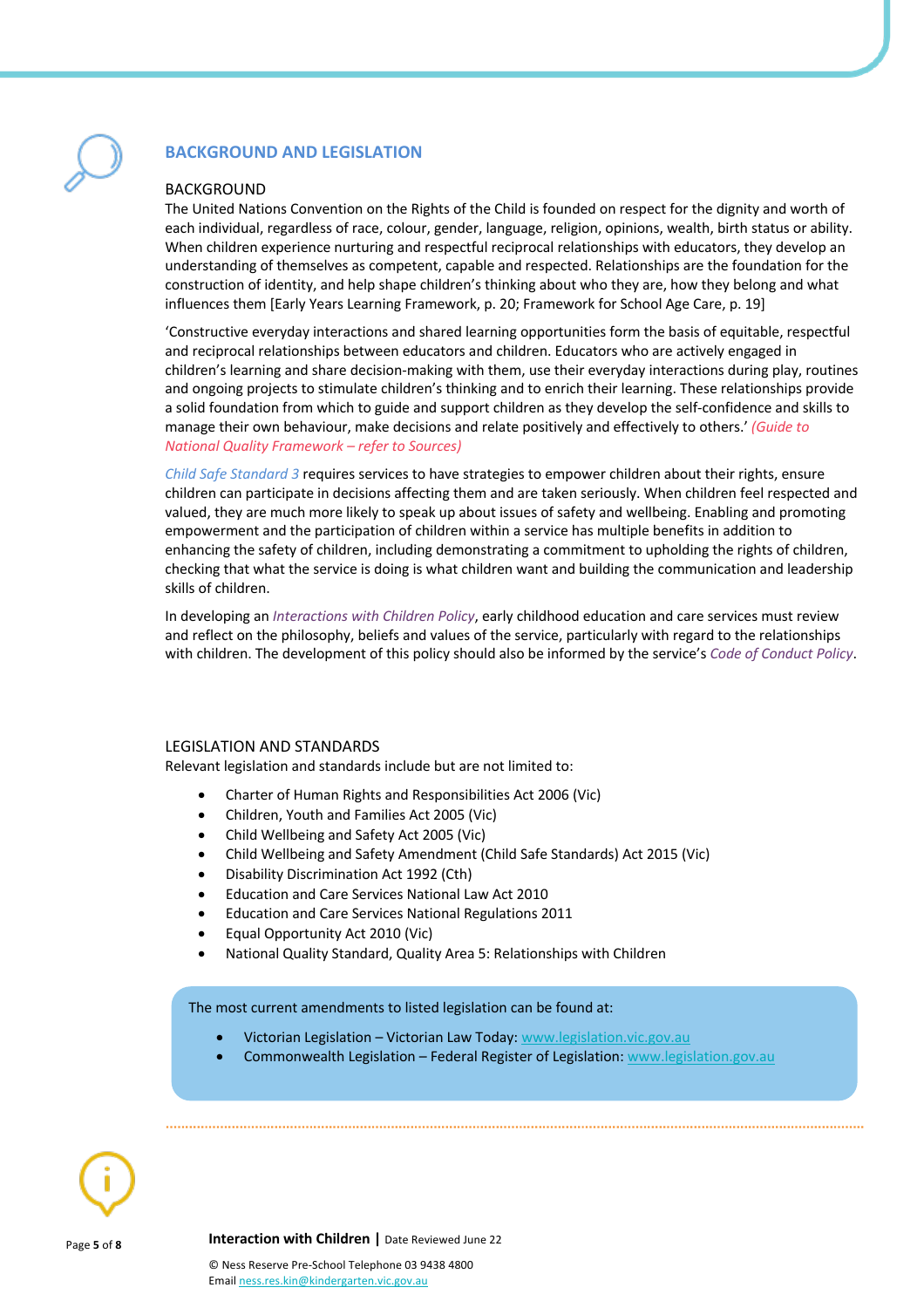## BACKGROUND AND LEGISLATION

### BACKGROUND

The United Nations Convention on the Rights of the Child is founded on respect for the dignity and worth of each individual, regardless of race, colour, gender, language, religion, opinions, wealth, birth status or ability. When children experience nurturing and respectful reciprocal relationships with educators, they develop an understanding of themselves as competent, capable and respected. Relationships are the foundation for the construction of identity, and help shape children's thinking about who they are, how they belong and what influences them [Early Years Learning Framework, p. 20; Framework for School Age Care, p. 19]

'Constructive everyday interactions and shared learning opportunities form the basis of equitable, respectful and reciprocal relationships between educators and children. Educators who are actively engaged in children's learning and share decision-making with them, use their everyday interactions during play, routines and ongoing projects to stimulate children's thinking and to enrich their learning. These relationships provide a solid foundation from which to guide and support children as they develop the self-confidence and skills to manage their own behaviour, make decisions and relate positively and effectively to others.' *(Guide to National Quality Framework – refer to Sources)*

*Child Safe Standard 3* requires services to have strategies to empower children about their rights, ensure children can participate in decisions affecting them and are taken seriously. When children feel respected and valued, they are much more likely to speak up about issues of safety and wellbeing. Enabling and promoting empowerment and the participation of children within a service has multiple benefits in addition to enhancing the safety of children, including demonstrating a commitment to upholding the rights of children, checking that what the service is doing is what children want and building the communication and leadership skills of children.

In developing an *Interactions with Children Policy*, early childhood education and care services must review and reflect on the philosophy, beliefs and values of the service, particularly with regard to the relationships with children. The development of this policy should also be informed by the service's *Code of Conduct Policy*.

### LEGISLATION AND STANDARDS

Relevant legislation and standards include but are not limited to:

- Charter of Human Rights and Responsibilities Act 2006 (Vic)
- Children, Youth and Families Act 2005 (Vic)
- Child Wellbeing and Safety Act 2005 (Vic)
- Child Wellbeing and Safety Amendment (Child Safe Standards) Act 2015 (Vic)
- Disability Discrimination Act 1992 (Cth)
- Education and Care Services National Law Act 2010
- Education and Care Services National Regulations 2011
- Equal Opportunity Act 2010 (Vic)
- National Quality Standard, Quality Area 5: Relationships with Children

The most current amendments to listed legislation can be found at:

- Victorian Legislation – Victorian Law Today: www.legislation.vic.gov.au
- Commonwealth Legislation – Federal Register of Legislation: www.legislation.gov.au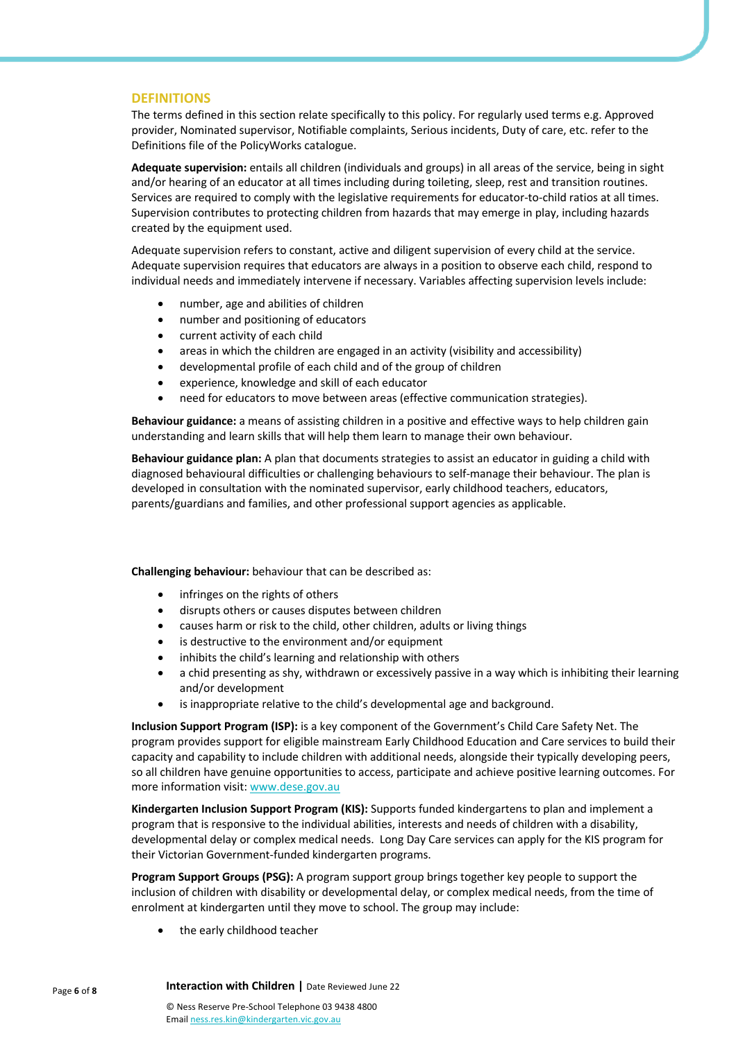## DEFINITIONS

The terms defined in this section relate specifically to this policy. For regularly used terms e.g. Approved provider, Nominated supervisor, Notifiable complaints, Serious incidents, Duty of care, etc. refer to the Definitions file of the PolicyWorks catalogue.

**Adequate supervision:** entails all children (individuals and groups) in all areas of the service, being in sight and/or hearing of an educator at all times including during toileting, sleep, rest and transition routines. Services are required to comply with the legislative requirements for educator-to-child ratios at all times. Supervision contributes to protecting children from hazards that may emerge in play, including hazards created by the equipment used.

Adequate supervision refers to constant, active and diligent supervision of every child at the service. Adequate supervision requires that educators are always in a position to observe each child, respond to individual needs and immediately intervene if necessary. Variables affecting supervision levels include:

- number, age and abilities of children
- number and positioning of educators
- current activity of each child
- areas in which the children are engaged in an activity (visibility and accessibility)
- developmental profile of each child and of the group of children
- experience, knowledge and skill of each educator
- need for educators to move between areas (effective communication strategies).

**Behaviour guidance:** a means of assisting children in a positive and effective ways to help children gain understanding and learn skills that will help them learn to manage their own behaviour.

**Behaviour guidance plan:** A plan that documents strategies to assist an educator in guiding a child with diagnosed behavioural difficulties or challenging behaviours to self-manage their behaviour. The plan is developed in consultation with the nominated supervisor, early childhood teachers, educators, parents/guardians and families, and other professional support agencies as applicable.

**Challenging behaviour:** behaviour that can be described as:

- infringes on the rights of others
- disrupts others or causes disputes between children
- causes harm or risk to the child, other children, adults or living things
- is destructive to the environment and/or equipment
- inhibits the child's learning and relationship with others
- a chid presenting as shy, withdrawn or excessively passive in a way which is inhibiting their learning and/or development
- is inappropriate relative to the child's developmental age and background.

**Inclusion Support Program (ISP):** is a key component of the Government's Child Care Safety Net. The program provides support for eligible mainstream Early Childhood Education and Care services to build their capacity and capability to include children with additional needs, alongside their typically developing peers, so all children have genuine opportunities to access, participate and achieve positive learning outcomes. For more information visit: www.dese.gov.au

**Kindergarten Inclusion Support Program (KIS):** Supports funded kindergartens to plan and implement a program that is responsive to the individual abilities, interests and needs of children with a disability, developmental delay or complex medical needs. Long Day Care services can apply for the KIS program for their Victorian Government-funded kindergarten programs.

**Program Support Groups (PSG):** A program support group brings together key people to support the inclusion of children with disability or developmental delay, or complex medical needs, from the time of enrolment at kindergarten until they move to school. The group may include:

- the early childhood teacher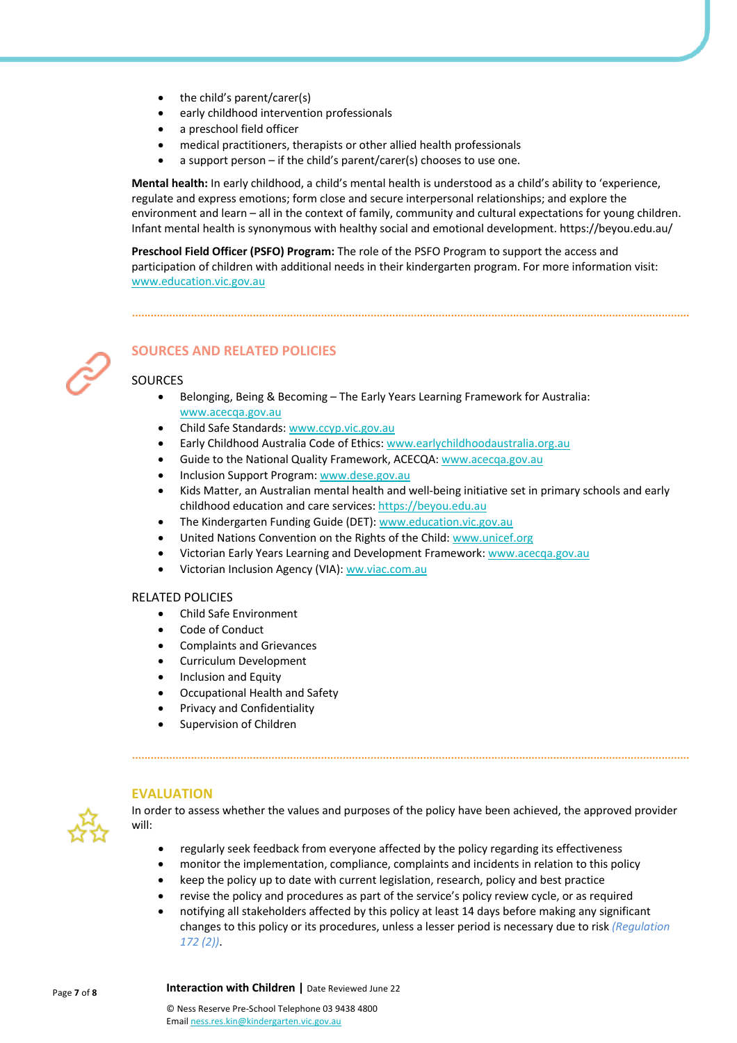- the child's parent/carer(s)
- early childhood intervention professionals
- a preschool field officer
- medical practitioners, therapists or other allied health professionals
- a support person – if the child's parent/carer(s) chooses to use one.

**Mental health:** In early childhood, a child's mental health is understood as a child's ability to 'experience, regulate and express emotions; form close and secure interpersonal relationships; and explore the environment and learn – all in the context of family, community and cultural expectations for young children. Infant mental health is synonymous with healthy social and emotional development. https://beyou.edu.au/

**Preschool Field Officer (PSFO) Program:** The role of the PSFO Program to support the access and participation of children with additional needs in their kindergarten program. For more information visit: www.education.vic.gov.au

## SOURCES AND RELATED POLICIES

### SOURCES

- Belonging, Being & Becoming – The Early Years Learning Framework for Australia: www.acecqa.gov.au
- Child Safe Standards: www.ccyp.vic.gov.au
- Early Childhood Australia Code of Ethics: www.earlychildhoodaustralia.org.au
- Guide to the National Quality Framework, ACECQA: www.acecqa.gov.au
- Inclusion Support Program: www.dese.gov.au
- Kids Matter, an Australian mental health and well-being initiative set in primary schools and early childhood education and care services: https://beyou.edu.au
- The Kindergarten Funding Guide (DET): www.education.vic.gov.au
- United Nations Convention on the Rights of the Child: www.unicef.org
- Victorian Early Years Learning and Development Framework: www.acecqa.gov.au
- Victorian Inclusion Agency (VIA): ww.viac.com.au

### RELATED POLICIES

- Child Safe Environment
- Code of Conduct
- Complaints and Grievances
- Curriculum Development
- Inclusion and Equity
- Occupational Health and Safety
- Privacy and Confidentiality
- Supervision of Children

## EVALUATION

In order to assess whether the values and purposes of the policy have been achieved, the approved provider will:

- regularly seek feedback from everyone affected by the policy regarding its effectiveness
- monitor the implementation, compliance, complaints and incidents in relation to this policy
- keep the policy up to date with current legislation, research, policy and best practice
- revise the policy and procedures as part of the service's policy review cycle, or as required
- notifying all stakeholders affected by this policy at least 14 days before making any significant changes to this policy or its procedures, unless a lesser period is necessary due to risk *(Regulation 172 (2))*.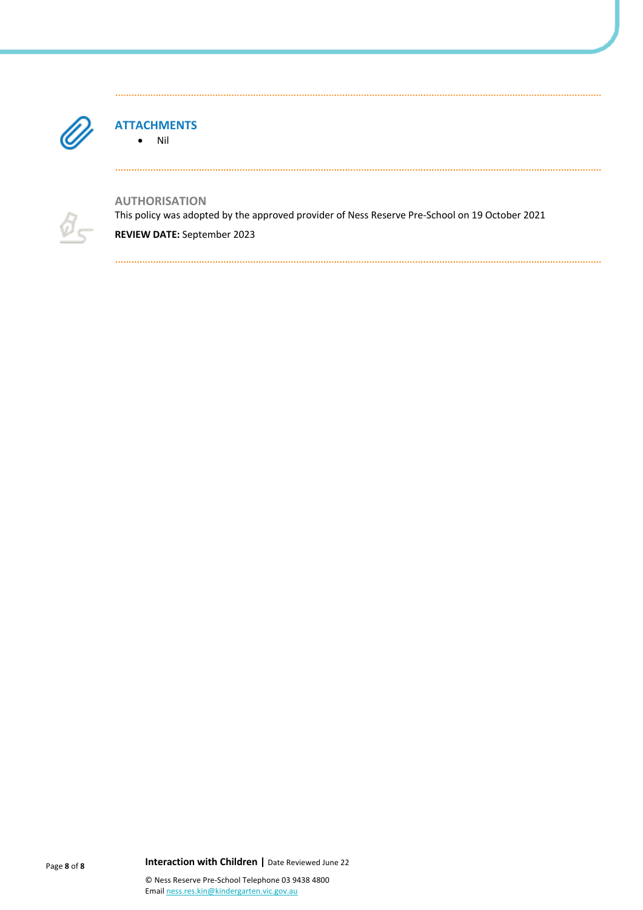## ATTACHMENTS

- Nil

## AUTHORISATION

This policy was adopted by the approved provider of Ness Reserve Pre-School on 19 October 2021

**REVIEW DATE:** September 2023